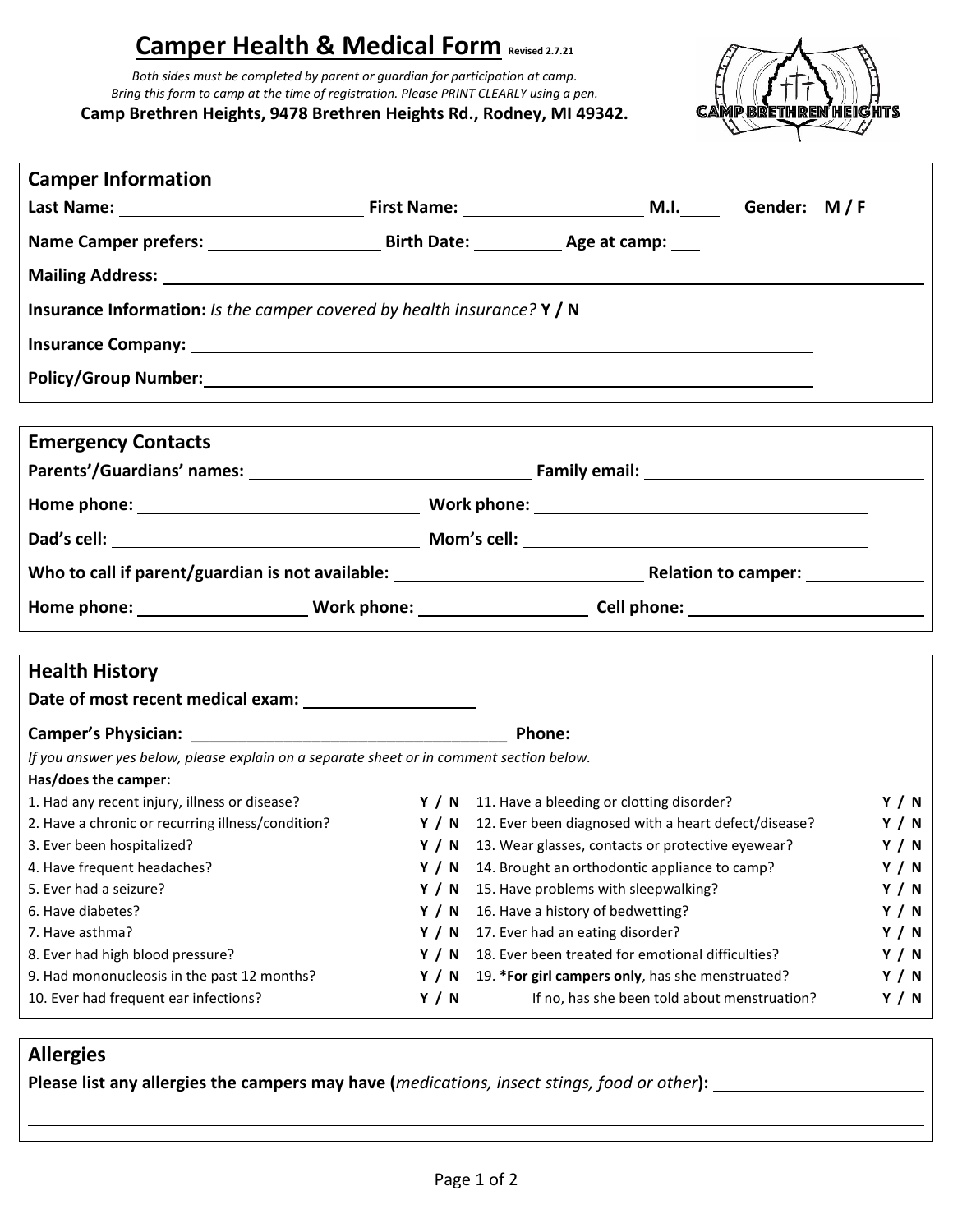# Camper Health & Medical Form <sub>Revised 2.7.21</sub>

*Both sides must be completed by parent or guardian for participation at camp.*
*Bring this form to camp at the time of registration. Please PRINT CLEARLY using a pen.*
**Camp Brethren Heights, 9478 Brethren Heights Rd., Rodney, MI 49342.**

## Camper Information

**Last Name:** ______________________ **First Name:** ________________ **M.I.**____ **Gender: M / F**

**Name Camper prefers:** ________________ **Birth Date:** ________ **Age at camp:** ___

**Mailing Address:** ________________________________________________

**Insurance Information:** *Is the camper covered by health insurance?* **Y / N**

**Insurance Company:** ________________________________________________

**Policy/Group Number:** ________________________________________________

## Emergency Contacts

**Parents'/Guardians' names:** ________________________ **Family email:** ________________________

**Home phone:** ________________________ **Work phone:** ________________________

**Dad's cell:** ________________________ **Mom's cell:** ________________________

**Who to call if parent/guardian is not available:** ____________________ **Relation to camper:** __________

**Home phone:** ______________ **Work phone:** ______________ **Cell phone:** ____________________

## Health History

**Date of most recent medical exam:** ________________

**Camper's Physician:** ______________________________ **Phone:** ______________________________

*If you answer yes below, please explain on a separate sheet or in comment section below.*

**Has/does the camper:**

| | | | |
|---|---|---|---|
| 1. Had any recent injury, illness or disease? | **Y / N** | 11. Have a bleeding or clotting disorder? | **Y / N** |
| 2. Have a chronic or recurring illness/condition? | **Y / N** | 12. Ever been diagnosed with a heart defect/disease? | **Y / N** |
| 3. Ever been hospitalized? | **Y / N** | 13. Wear glasses, contacts or protective eyewear? | **Y / N** |
| 4. Have frequent headaches? | **Y / N** | 14. Brought an orthodontic appliance to camp? | **Y / N** |
| 5. Ever had a seizure? | **Y / N** | 15. Have problems with sleepwalking? | **Y / N** |
| 6. Have diabetes? | **Y / N** | 16. Have a history of bedwetting? | **Y / N** |
| 7. Have asthma? | **Y / N** | 17. Ever had an eating disorder? | **Y / N** |
| 8. Ever had high blood pressure? | **Y / N** | 18. Ever been treated for emotional difficulties? | **Y / N** |
| 9. Had mononucleosis in the past 12 months? | **Y / N** | 19. **\*For girl campers only**, has she menstruated? | **Y / N** |
| 10. Ever had frequent ear infections? | **Y / N** | If no, has she been told about menstruation? | **Y / N** |

## Allergies

**Please list any allergies the campers may have (***medications, insect stings, food or other***):** ____________________

________________________________________________________________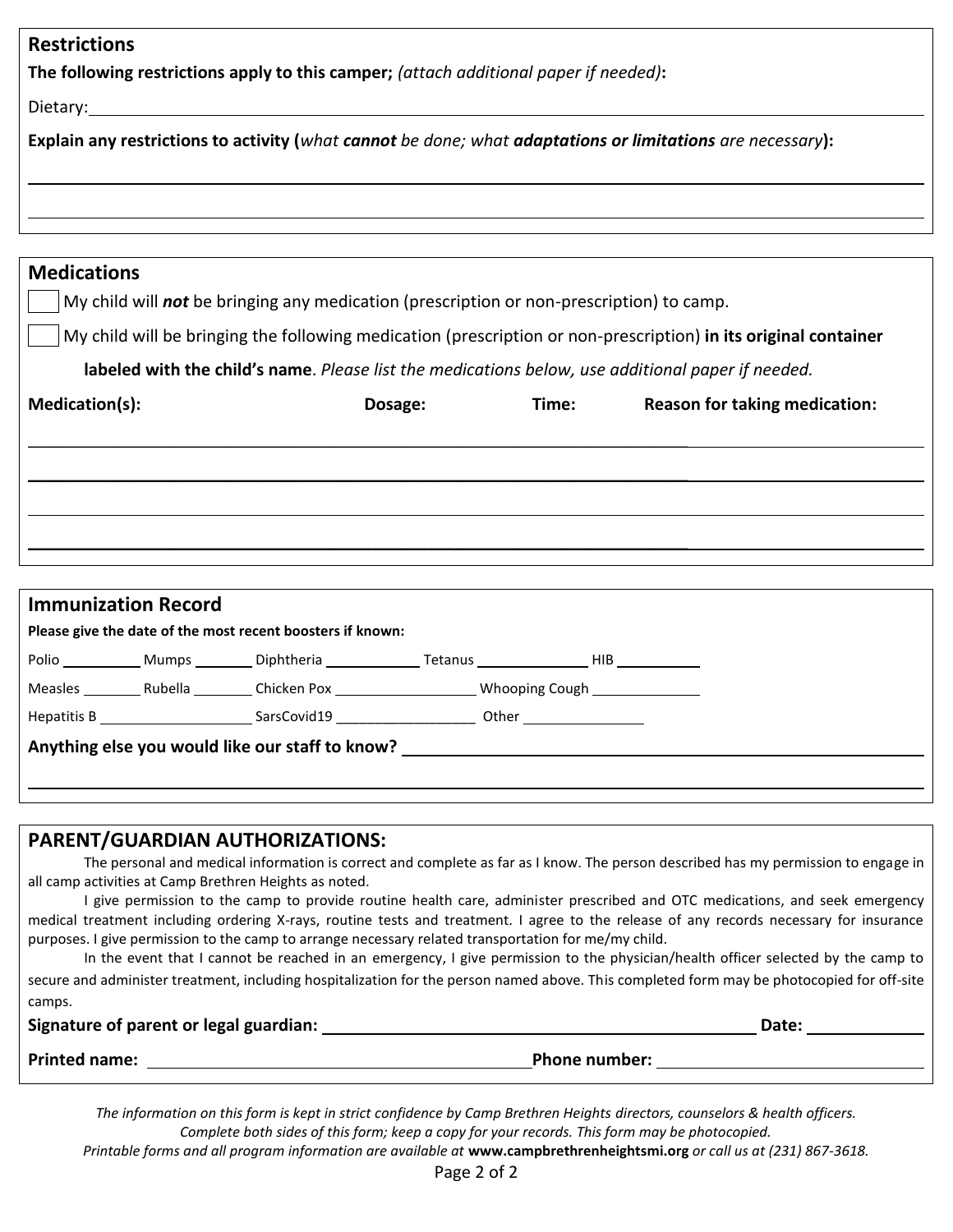## Restrictions

**The following restrictions apply to this camper;** *(attach additional paper if needed)***:**

Dietary: ______________________________________________

**Explain any restrictions to activity (***what* ***cannot*** *be done; what* ***adaptations or limitations*** *are necessary***):**

______________________________________________

______________________________________________

## Medications

☐ My child will ***not*** be bringing any medication (prescription or non-prescription) to camp.

☐ My child will be bringing the following medication (prescription or non-prescription) **in its original container labeled with the child's name**. *Please list the medications below, use additional paper if needed.*

| Medication(s): | Dosage: | Time: | Reason for taking medication: |
|---|---|---|---|
| | | | |
| | | | |
| | | | |
| | | | |

## Immunization Record

**Please give the date of the most recent boosters if known:**

Polio ________ Mumps ________ Diphtheria ________ Tetanus ________ HIB ________

Measles ________ Rubella ________ Chicken Pox ________ Whooping Cough ________

Hepatitis B ________ SarsCovid19 ________ Other ________

**Anything else you would like our staff to know?** ______________________________________________

______________________________________________

## PARENT/GUARDIAN AUTHORIZATIONS:

The personal and medical information is correct and complete as far as I know. The person described has my permission to engage in all camp activities at Camp Brethren Heights as noted.

I give permission to the camp to provide routine health care, administer prescribed and OTC medications, and seek emergency medical treatment including ordering X-rays, routine tests and treatment. I agree to the release of any records necessary for insurance purposes. I give permission to the camp to arrange necessary related transportation for me/my child.

In the event that I cannot be reached in an emergency, I give permission to the physician/health officer selected by the camp to secure and administer treatment, including hospitalization for the person named above. This completed form may be photocopied for off-site camps.

**Signature of parent or legal guardian:** ______________________________ **Date:** ________

**Printed name:** ______________________________ **Phone number:** ______________________________

*The information on this form is kept in strict confidence by Camp Brethren Heights directors, counselors & health officers. Complete both sides of this form; keep a copy for your records. This form may be photocopied. Printable forms and all program information are available at* **www.campbrethrenheightsmi.org** *or call us at (231) 867-3618.*